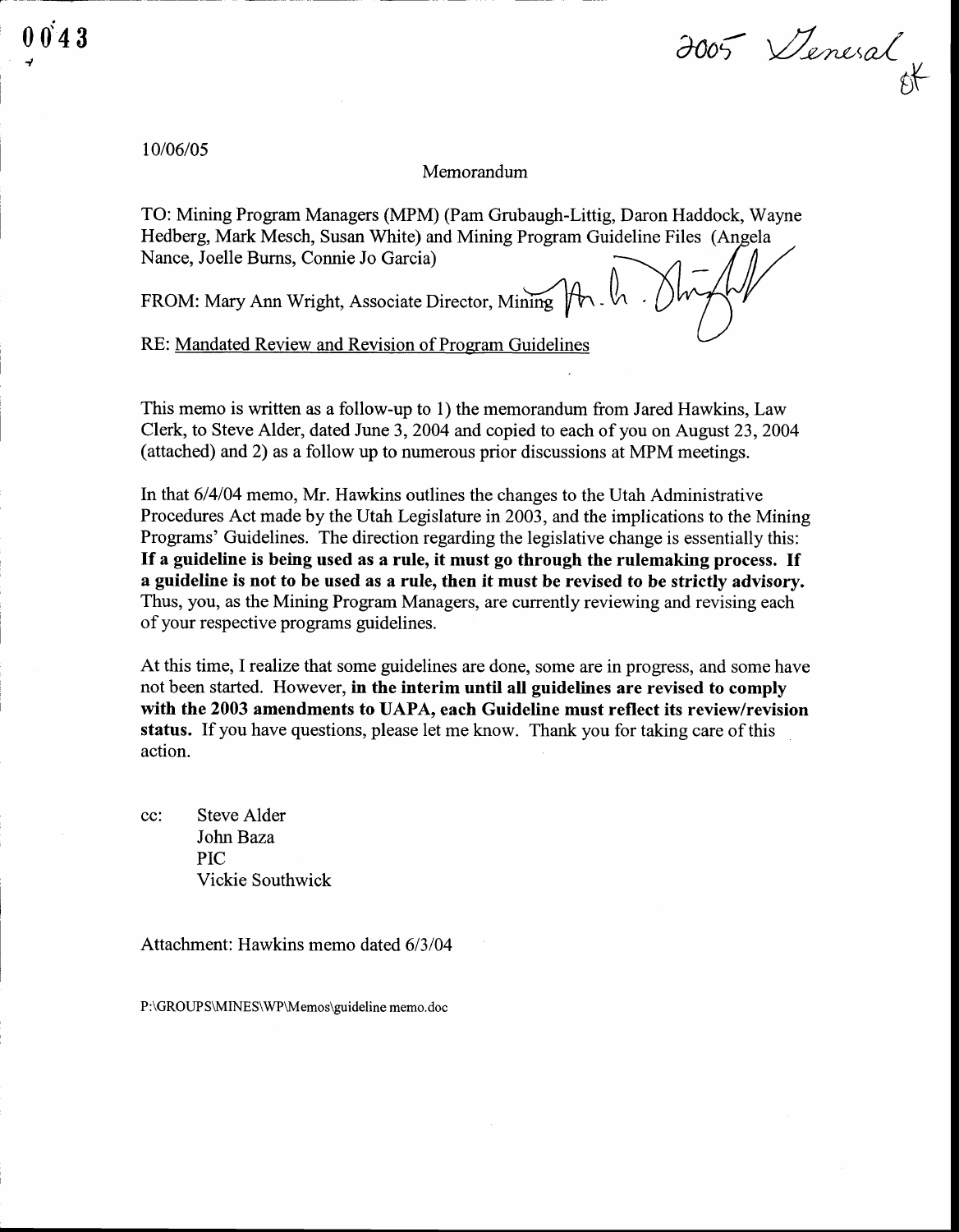0043

2005 General
ok

10/06/05

Memorandum

TO: Mining Program Managers (MPM) (Pam Grubaugh-Littig, Daron Haddock, Wayne Hedberg, Mark Mesch, Susan White) and Mining Program Guideline Files (Angela Nance, Joelle Burns, Connie Jo Garcia)

FROM: Mary Ann Wright, Associate Director, Mining

RE: Mandated Review and Revision of Program Guidelines

This memo is written as a follow-up to 1) the memorandum from Jared Hawkins, Law Clerk, to Steve Alder, dated June 3, 2004 and copied to each of you on August 23, 2004 (attached) and 2) as a follow up to numerous prior discussions at MPM meetings.

In that 6/4/04 memo, Mr. Hawkins outlines the changes to the Utah Administrative Procedures Act made by the Utah Legislature in 2003, and the implications to the Mining Programs' Guidelines. The direction regarding the legislative change is essentially this: **If a guideline is being used as a rule, it must go through the rulemaking process. If a guideline is not to be used as a rule, then it must be revised to be strictly advisory.** Thus, you, as the Mining Program Managers, are currently reviewing and revising each of your respective programs guidelines.

At this time, I realize that some guidelines are done, some are in progress, and some have not been started. However, **in the interim until all guidelines are revised to comply with the 2003 amendments to UAPA, each Guideline must reflect its review/revision status.** If you have questions, please let me know. Thank you for taking care of this action.

cc: Steve Alder
John Baza
PIC
Vickie Southwick

Attachment: Hawkins memo dated 6/3/04

P:\GROUPS\MINES\WP\Memos\guideline memo.doc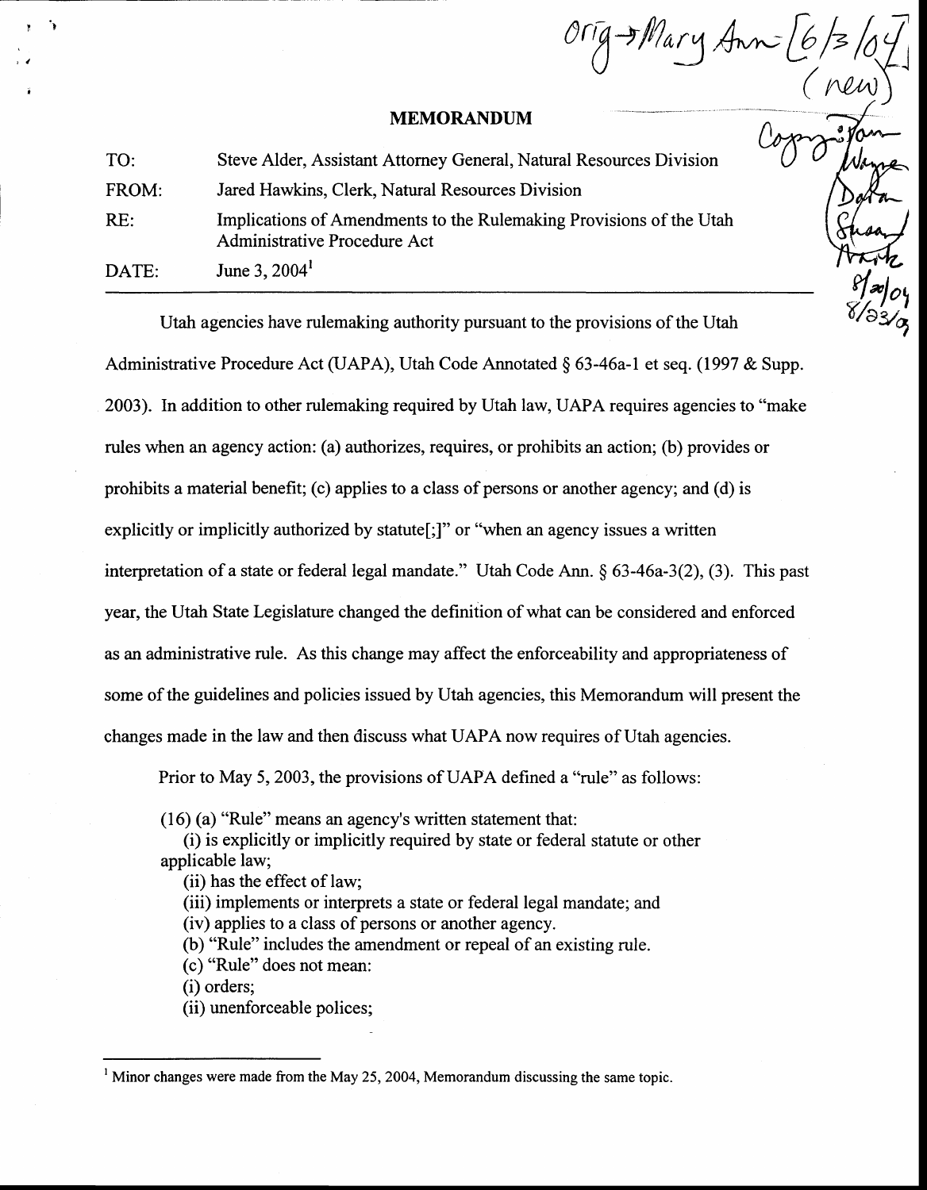**MEMORANDUM**

| | |
|---|---|
| TO: | Steve Alder, Assistant Attorney General, Natural Resources Division |
| FROM: | Jared Hawkins, Clerk, Natural Resources Division |
| RE: | Implications of Amendments to the Rulemaking Provisions of the Utah Administrative Procedure Act |
| DATE: | June 3, 2004[1] |

Utah agencies have rulemaking authority pursuant to the provisions of the Utah Administrative Procedure Act (UAPA), Utah Code Annotated § 63-46a-1 et seq. (1997 & Supp. 2003). In addition to other rulemaking required by Utah law, UAPA requires agencies to "make rules when an agency action: (a) authorizes, requires, or prohibits an action; (b) provides or prohibits a material benefit; (c) applies to a class of persons or another agency; and (d) is explicitly or implicitly authorized by statute[;]" or "when an agency issues a written interpretation of a state or federal legal mandate." Utah Code Ann. § 63-46a-3(2), (3). This past year, the Utah State Legislature changed the definition of what can be considered and enforced as an administrative rule. As this change may affect the enforceability and appropriateness of some of the guidelines and policies issued by Utah agencies, this Memorandum will present the changes made in the law and then discuss what UAPA now requires of Utah agencies.

Prior to May 5, 2003, the provisions of UAPA defined a "rule" as follows:

> (16) (a) "Rule" means an agency's written statement that:
> (i) is explicitly or implicitly required by state or federal statute or other applicable law;
> (ii) has the effect of law;
> (iii) implements or interprets a state or federal legal mandate; and
> (iv) applies to a class of persons or another agency.
> (b) "Rule" includes the amendment or repeal of an existing rule.
> (c) "Rule" does not mean:
> (i) orders;
> (ii) unenforceable polices;

[1] Minor changes were made from the May 25, 2004, Memorandum discussing the same topic.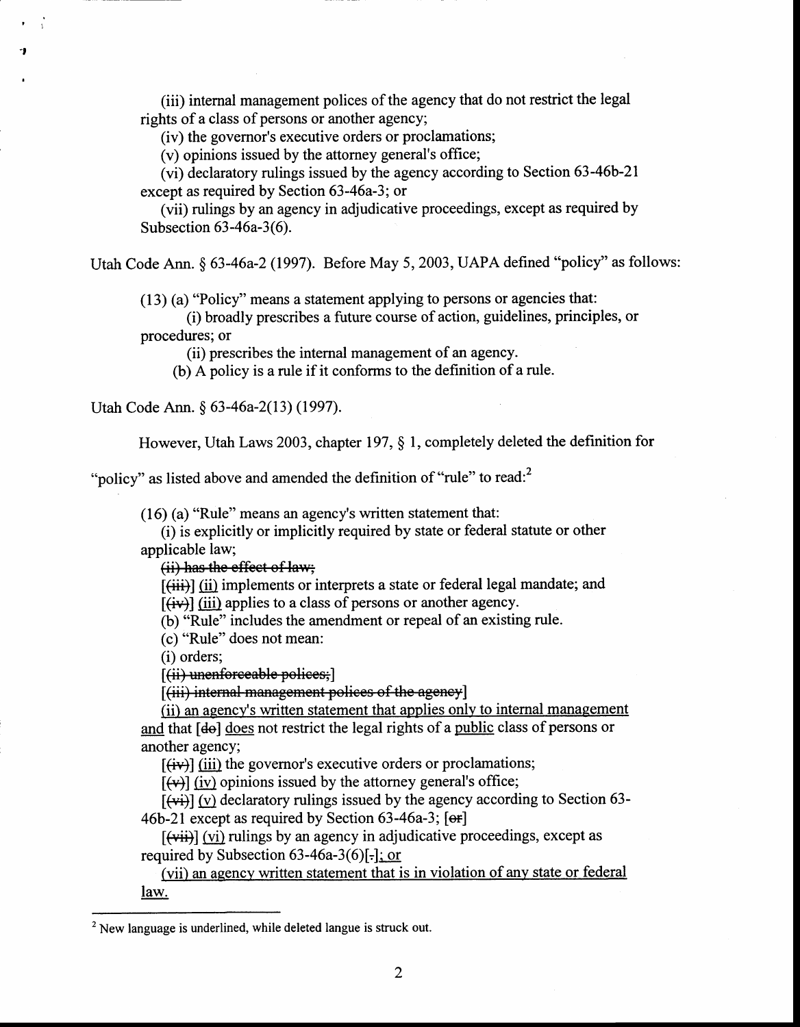(iii) internal management polices of the agency that do not restrict the legal rights of a class of persons or another agency;

(iv) the governor's executive orders or proclamations;

(v) opinions issued by the attorney general's office;

(vi) declaratory rulings issued by the agency according to Section 63-46b-21 except as required by Section 63-46a-3; or

(vii) rulings by an agency in adjudicative proceedings, except as required by Subsection 63-46a-3(6).

Utah Code Ann. § 63-46a-2 (1997). Before May 5, 2003, UAPA defined "policy" as follows:

> (13) (a) "Policy" means a statement applying to persons or agencies that:
>
> (i) broadly prescribes a future course of action, guidelines, principles, or procedures; or
>
> (ii) prescribes the internal management of an agency.
>
> (b) A policy is a rule if it conforms to the definition of a rule.

Utah Code Ann. § 63-46a-2(13) (1997).

However, Utah Laws 2003, chapter 197, § 1, completely deleted the definition for "policy" as listed above and amended the definition of "rule" to read:[2]

> (16) (a) "Rule" means an agency's written statement that:
>
> (i) is explicitly or implicitly required by state or federal statute or other applicable law;
>
> ~~(ii) has the effect of law;~~
>
> [~~(iii)~~] <u>(ii)</u> implements or interprets a state or federal legal mandate; and
>
> [~~(iv)~~] <u>(iii)</u> applies to a class of persons or another agency.
>
> (b) "Rule" includes the amendment or repeal of an existing rule.
>
> (c) "Rule" does not mean:
>
> (i) orders;
>
> [~~(ii) unenforceable polices;~~]
>
> [~~(iii) internal management polices of the agency~~]
>
> <u>(ii) an agency's written statement that applies only to internal management and</u> that [~~do~~] <u>does</u> not restrict the legal rights of a <u>public</u> class of persons or another agency;
>
> [~~(iv)~~] <u>(iii)</u> the governor's executive orders or proclamations;
>
> [~~(v)~~] <u>(iv)</u> opinions issued by the attorney general's office;
>
> [~~(vi)~~] <u>(v)</u> declaratory rulings issued by the agency according to Section 63-46b-21 except as required by Section 63-46a-3; [~~or~~]
>
> [~~(vii)~~] <u>(vi)</u> rulings by an agency in adjudicative proceedings, except as required by Subsection 63-46a-3(6)[~~.~~]<u>; or</u>
>
> <u>(vii) an agency written statement that is in violation of any state or federal law.</u>

[2] New language is underlined, while deleted langue is struck out.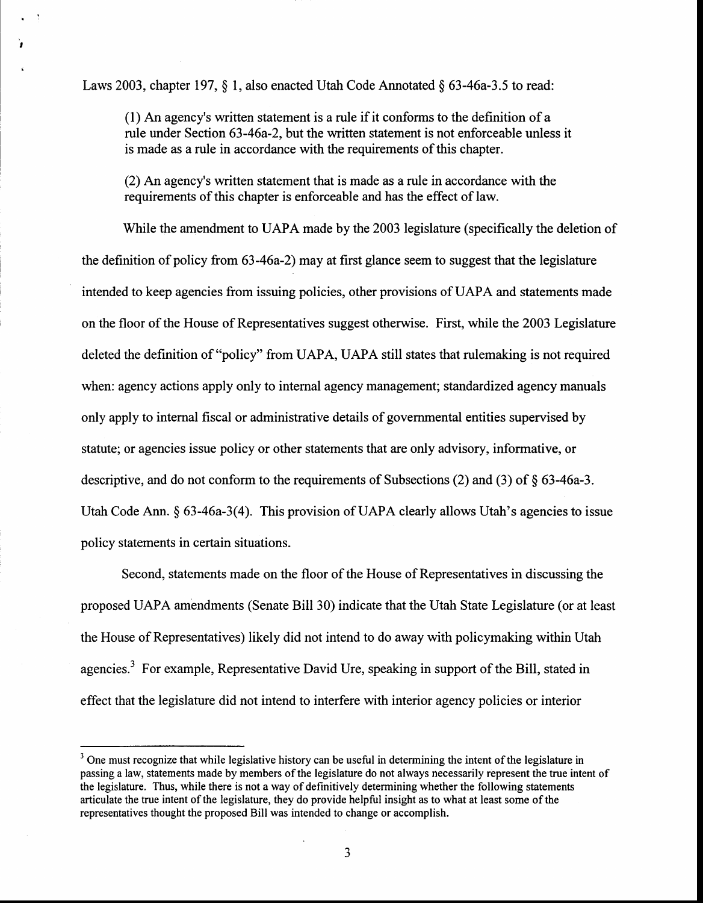Laws 2003, chapter 197, § 1, also enacted Utah Code Annotated § 63-46a-3.5 to read:

> (1) An agency's written statement is a rule if it conforms to the definition of a rule under Section 63-46a-2, but the written statement is not enforceable unless it is made as a rule in accordance with the requirements of this chapter.
>
> (2) An agency's written statement that is made as a rule in accordance with the requirements of this chapter is enforceable and has the effect of law.

While the amendment to UAPA made by the 2003 legislature (specifically the deletion of the definition of policy from 63-46a-2) may at first glance seem to suggest that the legislature intended to keep agencies from issuing policies, other provisions of UAPA and statements made on the floor of the House of Representatives suggest otherwise. First, while the 2003 Legislature deleted the definition of "policy" from UAPA, UAPA still states that rulemaking is not required when: agency actions apply only to internal agency management; standardized agency manuals only apply to internal fiscal or administrative details of governmental entities supervised by statute; or agencies issue policy or other statements that are only advisory, informative, or descriptive, and do not conform to the requirements of Subsections (2) and (3) of § 63-46a-3. Utah Code Ann. § 63-46a-3(4). This provision of UAPA clearly allows Utah's agencies to issue policy statements in certain situations.

Second, statements made on the floor of the House of Representatives in discussing the proposed UAPA amendments (Senate Bill 30) indicate that the Utah State Legislature (or at least the House of Representatives) likely did not intend to do away with policymaking within Utah agencies.[3] For example, Representative David Ure, speaking in support of the Bill, stated in effect that the legislature did not intend to interfere with interior agency policies or interior

[3] One must recognize that while legislative history can be useful in determining the intent of the legislature in passing a law, statements made by members of the legislature do not always necessarily represent the true intent of the legislature. Thus, while there is not a way of definitively determining whether the following statements articulate the true intent of the legislature, they do provide helpful insight as to what at least some of the representatives thought the proposed Bill was intended to change or accomplish.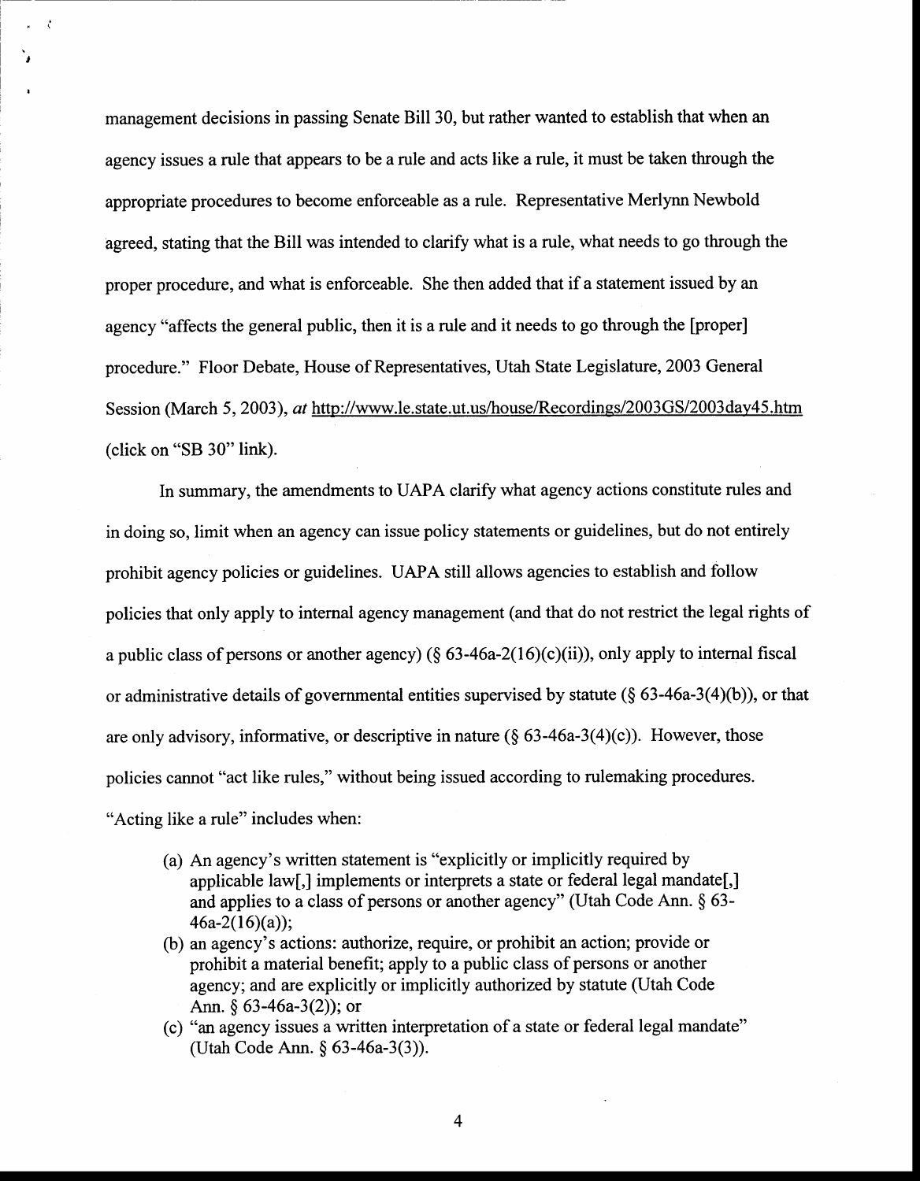management decisions in passing Senate Bill 30, but rather wanted to establish that when an agency issues a rule that appears to be a rule and acts like a rule, it must be taken through the appropriate procedures to become enforceable as a rule. Representative Merlynn Newbold agreed, stating that the Bill was intended to clarify what is a rule, what needs to go through the proper procedure, and what is enforceable. She then added that if a statement issued by an agency "affects the general public, then it is a rule and it needs to go through the [proper] procedure." Floor Debate, House of Representatives, Utah State Legislature, 2003 General Session (March 5, 2003), *at* http://www.le.state.ut.us/house/Recordings/2003GS/2003day45.htm (click on "SB 30" link).

In summary, the amendments to UAPA clarify what agency actions constitute rules and in doing so, limit when an agency can issue policy statements or guidelines, but do not entirely prohibit agency policies or guidelines. UAPA still allows agencies to establish and follow policies that only apply to internal agency management (and that do not restrict the legal rights of a public class of persons or another agency) (§ 63-46a-2(16)(c)(ii)), only apply to internal fiscal or administrative details of governmental entities supervised by statute (§ 63-46a-3(4)(b)), or that are only advisory, informative, or descriptive in nature (§ 63-46a-3(4)(c)). However, those policies cannot "act like rules," without being issued according to rulemaking procedures. "Acting like a rule" includes when:

> (a) An agency's written statement is "explicitly or implicitly required by applicable law[,] implements or interprets a state or federal legal mandate[,] and applies to a class of persons or another agency" (Utah Code Ann. § 63-46a-2(16)(a));
>
> (b) an agency's actions: authorize, require, or prohibit an action; provide or prohibit a material benefit; apply to a public class of persons or another agency; and are explicitly or implicitly authorized by statute (Utah Code Ann. § 63-46a-3(2)); or
>
> (c) "an agency issues a written interpretation of a state or federal legal mandate" (Utah Code Ann. § 63-46a-3(3)).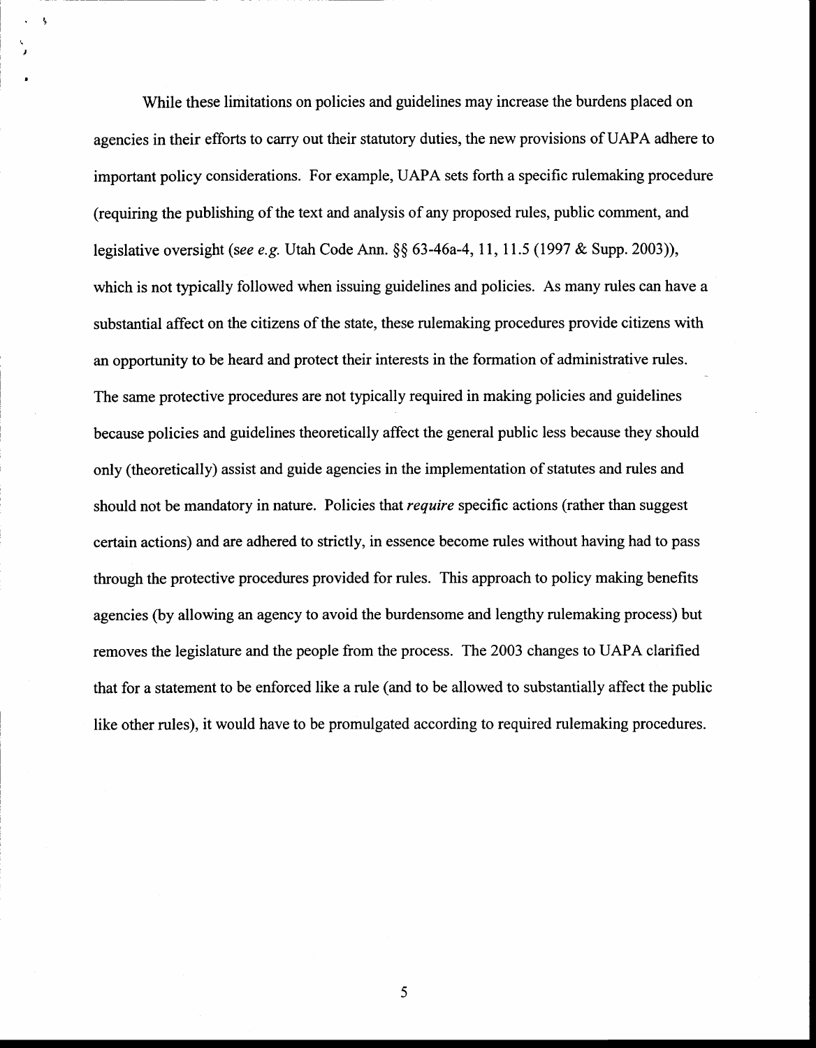While these limitations on policies and guidelines may increase the burdens placed on agencies in their efforts to carry out their statutory duties, the new provisions of UAPA adhere to important policy considerations. For example, UAPA sets forth a specific rulemaking procedure (requiring the publishing of the text and analysis of any proposed rules, public comment, and legislative oversight (*see e.g.* Utah Code Ann. §§ 63-46a-4, 11, 11.5 (1997 & Supp. 2003)), which is not typically followed when issuing guidelines and policies. As many rules can have a substantial affect on the citizens of the state, these rulemaking procedures provide citizens with an opportunity to be heard and protect their interests in the formation of administrative rules. The same protective procedures are not typically required in making policies and guidelines because policies and guidelines theoretically affect the general public less because they should only (theoretically) assist and guide agencies in the implementation of statutes and rules and should not be mandatory in nature. Policies that *require* specific actions (rather than suggest certain actions) and are adhered to strictly, in essence become rules without having had to pass through the protective procedures provided for rules. This approach to policy making benefits agencies (by allowing an agency to avoid the burdensome and lengthy rulemaking process) but removes the legislature and the people from the process. The 2003 changes to UAPA clarified that for a statement to be enforced like a rule (and to be allowed to substantially affect the public like other rules), it would have to be promulgated according to required rulemaking procedures.